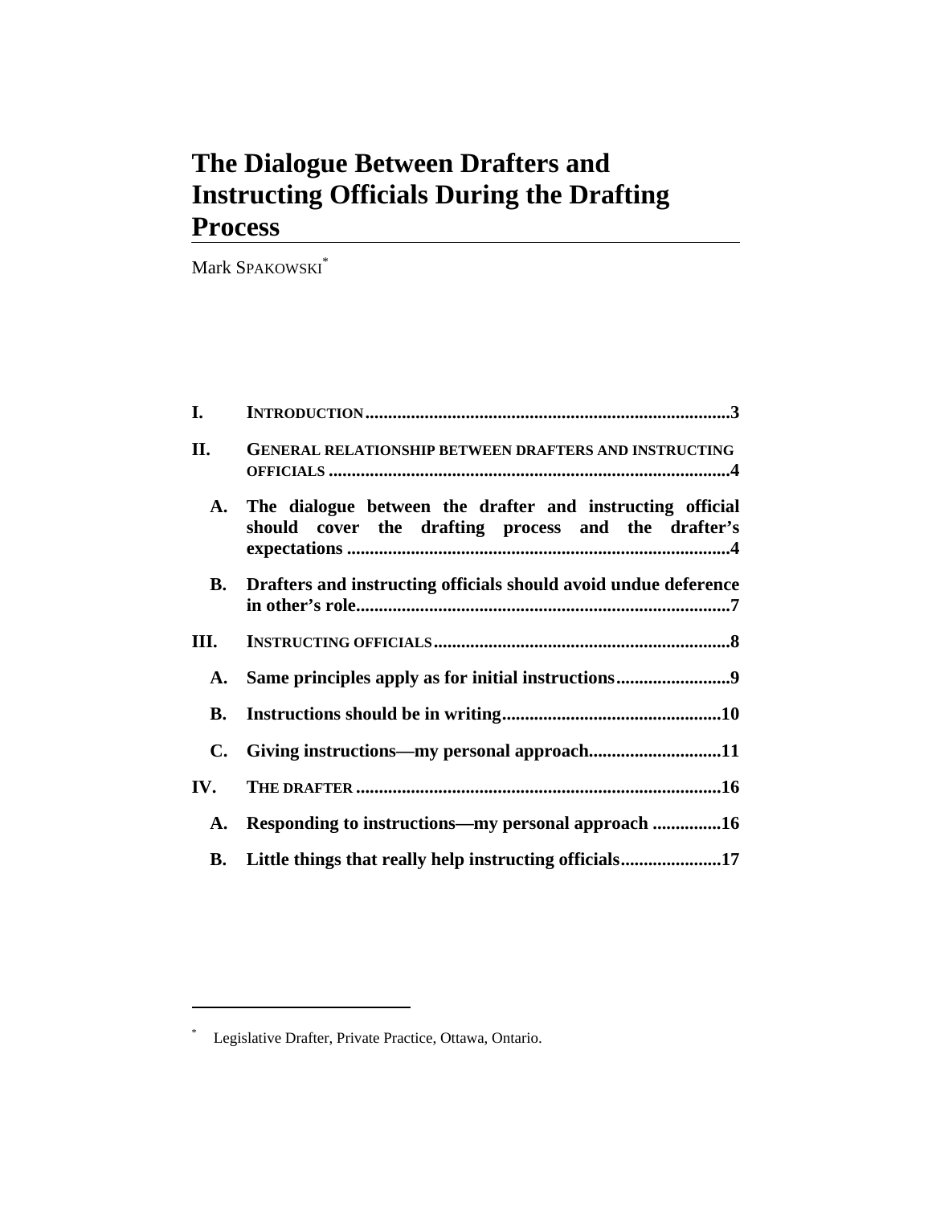# The Dialogue Between Drafters and Instructing Officials During the Drafting Process

Mark SPAKOWSKI*

| | | |
|---|---|---|
| **I.** | **INTRODUCTION** | **3** |
| **II.** | **GENERAL RELATIONSHIP BETWEEN DRAFTERS AND INSTRUCTING OFFICIALS** | **4** |
| **A.** | **The dialogue between the drafter and instructing official should cover the drafting process and the drafter's expectations** | **4** |
| **B.** | **Drafters and instructing officials should avoid undue deference in other's role** | **7** |
| **III.** | **INSTRUCTING OFFICIALS** | **8** |
| **A.** | **Same principles apply as for initial instructions** | **9** |
| **B.** | **Instructions should be in writing** | **10** |
| **C.** | **Giving instructions—my personal approach** | **11** |
| **IV.** | **THE DRAFTER** | **16** |
| **A.** | **Responding to instructions—my personal approach** | **16** |
| **B.** | **Little things that really help instructing officials** | **17** |

---

\* Legislative Drafter, Private Practice, Ottawa, Ontario.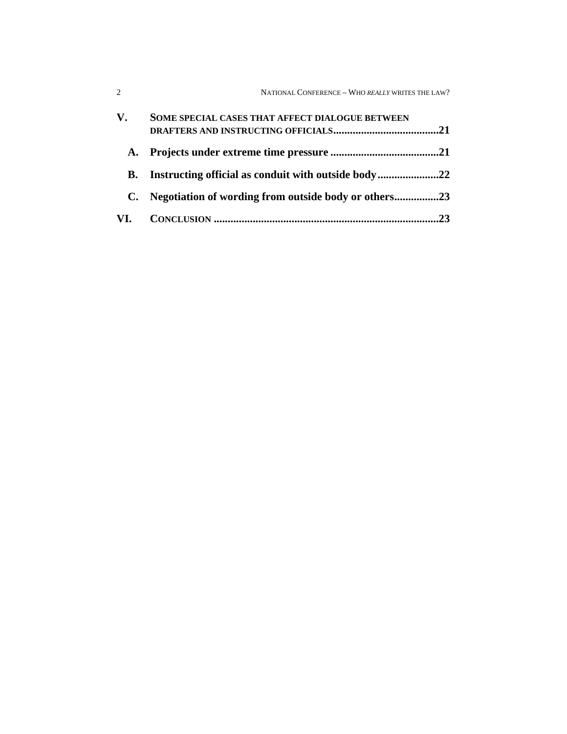**V. SOME SPECIAL CASES THAT AFFECT DIALOGUE BETWEEN DRAFTERS AND INSTRUCTING OFFICIALS ......................................21**

**A. Projects under extreme time pressure ......................................21**

**B. Instructing official as conduit with outside body......................22**

**C. Negotiation of wording from outside body or others................23**

**VI. CONCLUSION ...............................................................................23**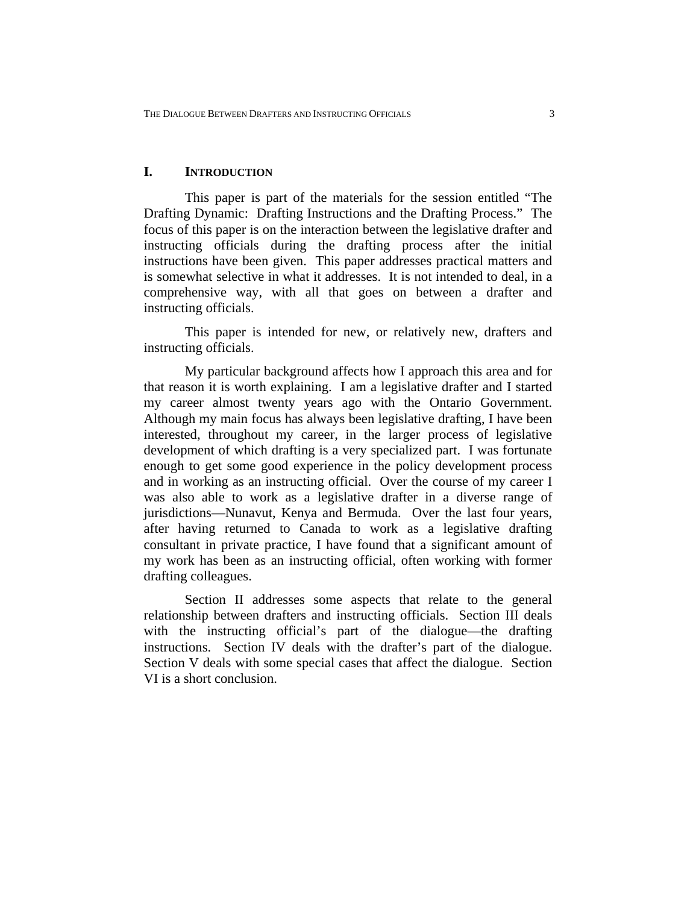## I. INTRODUCTION

This paper is part of the materials for the session entitled "The Drafting Dynamic: Drafting Instructions and the Drafting Process." The focus of this paper is on the interaction between the legislative drafter and instructing officials during the drafting process after the initial instructions have been given. This paper addresses practical matters and is somewhat selective in what it addresses. It is not intended to deal, in a comprehensive way, with all that goes on between a drafter and instructing officials.

This paper is intended for new, or relatively new, drafters and instructing officials.

My particular background affects how I approach this area and for that reason it is worth explaining. I am a legislative drafter and I started my career almost twenty years ago with the Ontario Government. Although my main focus has always been legislative drafting, I have been interested, throughout my career, in the larger process of legislative development of which drafting is a very specialized part. I was fortunate enough to get some good experience in the policy development process and in working as an instructing official. Over the course of my career I was also able to work as a legislative drafter in a diverse range of jurisdictions—Nunavut, Kenya and Bermuda. Over the last four years, after having returned to Canada to work as a legislative drafting consultant in private practice, I have found that a significant amount of my work has been as an instructing official, often working with former drafting colleagues.

Section II addresses some aspects that relate to the general relationship between drafters and instructing officials. Section III deals with the instructing official's part of the dialogue—the drafting instructions. Section IV deals with the drafter's part of the dialogue. Section V deals with some special cases that affect the dialogue. Section VI is a short conclusion.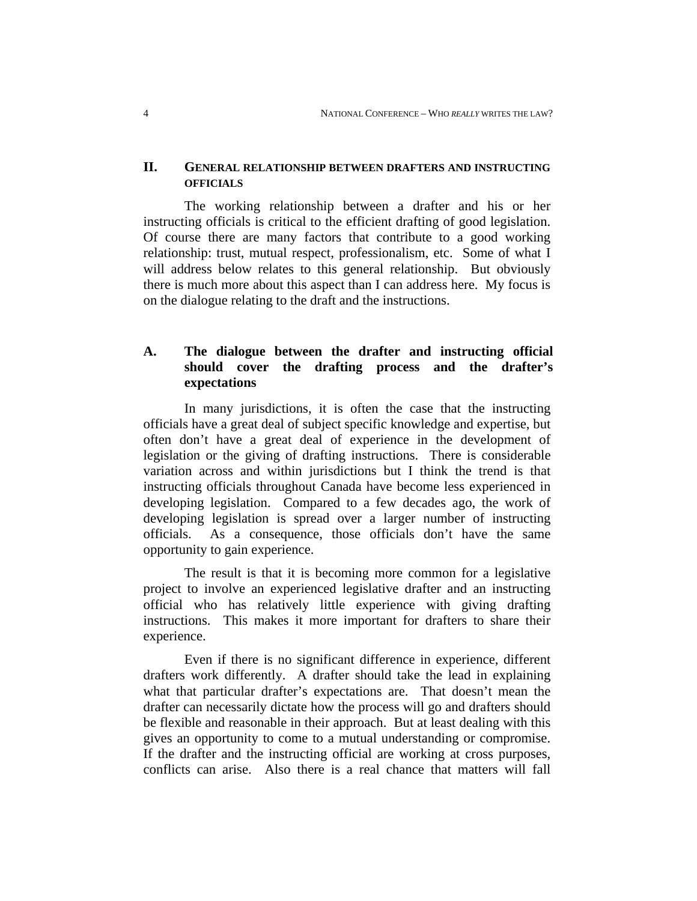## II. General relationship between drafters and instructing officials

The working relationship between a drafter and his or her instructing officials is critical to the efficient drafting of good legislation. Of course there are many factors that contribute to a good working relationship: trust, mutual respect, professionalism, etc. Some of what I will address below relates to this general relationship. But obviously there is much more about this aspect than I can address here. My focus is on the dialogue relating to the draft and the instructions.

### A. The dialogue between the drafter and instructing official should cover the drafting process and the drafter's expectations

In many jurisdictions, it is often the case that the instructing officials have a great deal of subject specific knowledge and expertise, but often don't have a great deal of experience in the development of legislation or the giving of drafting instructions. There is considerable variation across and within jurisdictions but I think the trend is that instructing officials throughout Canada have become less experienced in developing legislation. Compared to a few decades ago, the work of developing legislation is spread over a larger number of instructing officials. As a consequence, those officials don't have the same opportunity to gain experience.

The result is that it is becoming more common for a legislative project to involve an experienced legislative drafter and an instructing official who has relatively little experience with giving drafting instructions. This makes it more important for drafters to share their experience.

Even if there is no significant difference in experience, different drafters work differently. A drafter should take the lead in explaining what that particular drafter's expectations are. That doesn't mean the drafter can necessarily dictate how the process will go and drafters should be flexible and reasonable in their approach. But at least dealing with this gives an opportunity to come to a mutual understanding or compromise. If the drafter and the instructing official are working at cross purposes, conflicts can arise. Also there is a real chance that matters will fall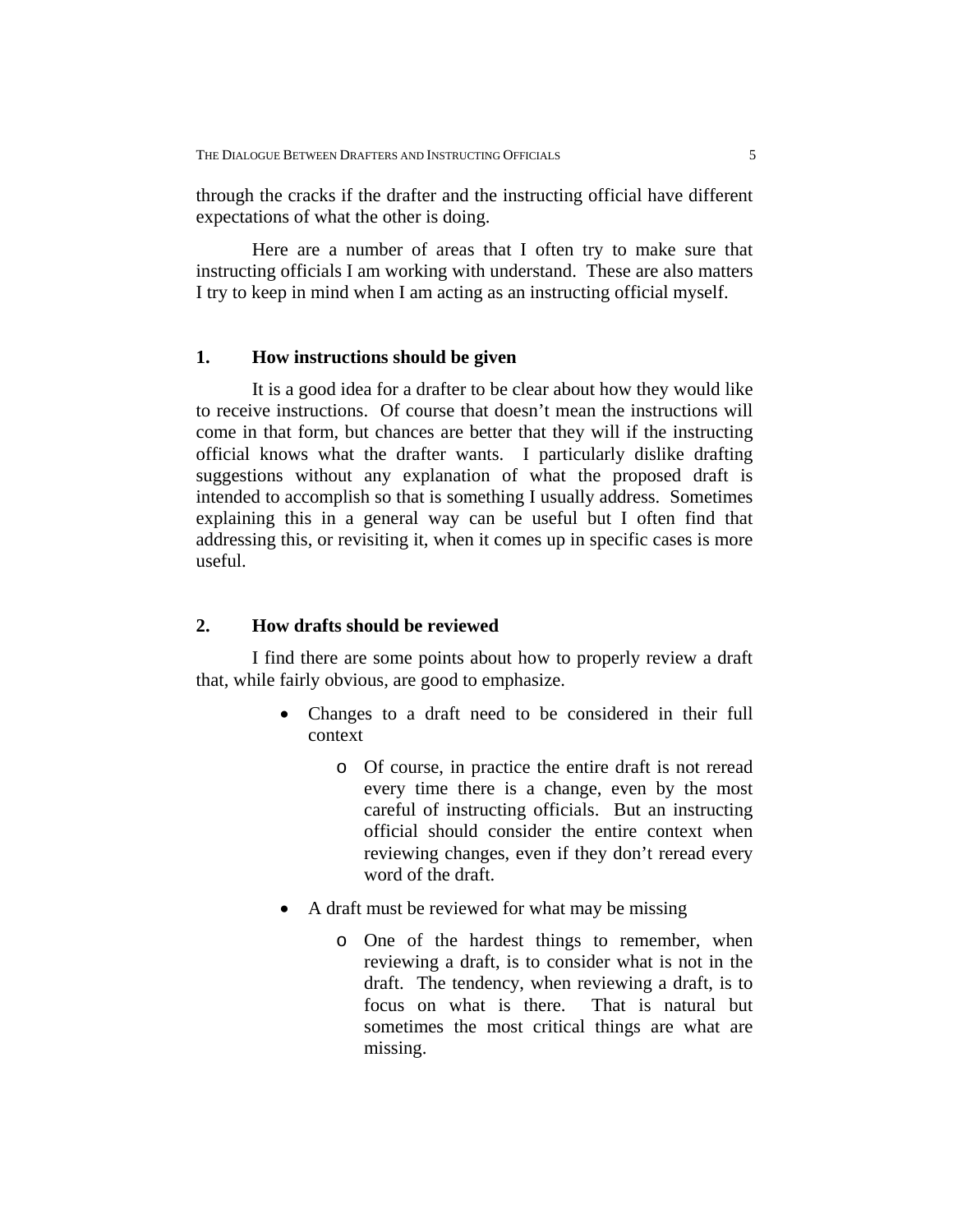through the cracks if the drafter and the instructing official have different expectations of what the other is doing.

Here are a number of areas that I often try to make sure that instructing officials I am working with understand. These are also matters I try to keep in mind when I am acting as an instructing official myself.

## 1. How instructions should be given

It is a good idea for a drafter to be clear about how they would like to receive instructions. Of course that doesn't mean the instructions will come in that form, but chances are better that they will if the instructing official knows what the drafter wants. I particularly dislike drafting suggestions without any explanation of what the proposed draft is intended to accomplish so that is something I usually address. Sometimes explaining this in a general way can be useful but I often find that addressing this, or revisiting it, when it comes up in specific cases is more useful.

## 2. How drafts should be reviewed

I find there are some points about how to properly review a draft that, while fairly obvious, are good to emphasize.

- Changes to a draft need to be considered in their full context
  - Of course, in practice the entire draft is not reread every time there is a change, even by the most careful of instructing officials. But an instructing official should consider the entire context when reviewing changes, even if they don't reread every word of the draft.
- A draft must be reviewed for what may be missing
  - One of the hardest things to remember, when reviewing a draft, is to consider what is not in the draft. The tendency, when reviewing a draft, is to focus on what is there. That is natural but sometimes the most critical things are what are missing.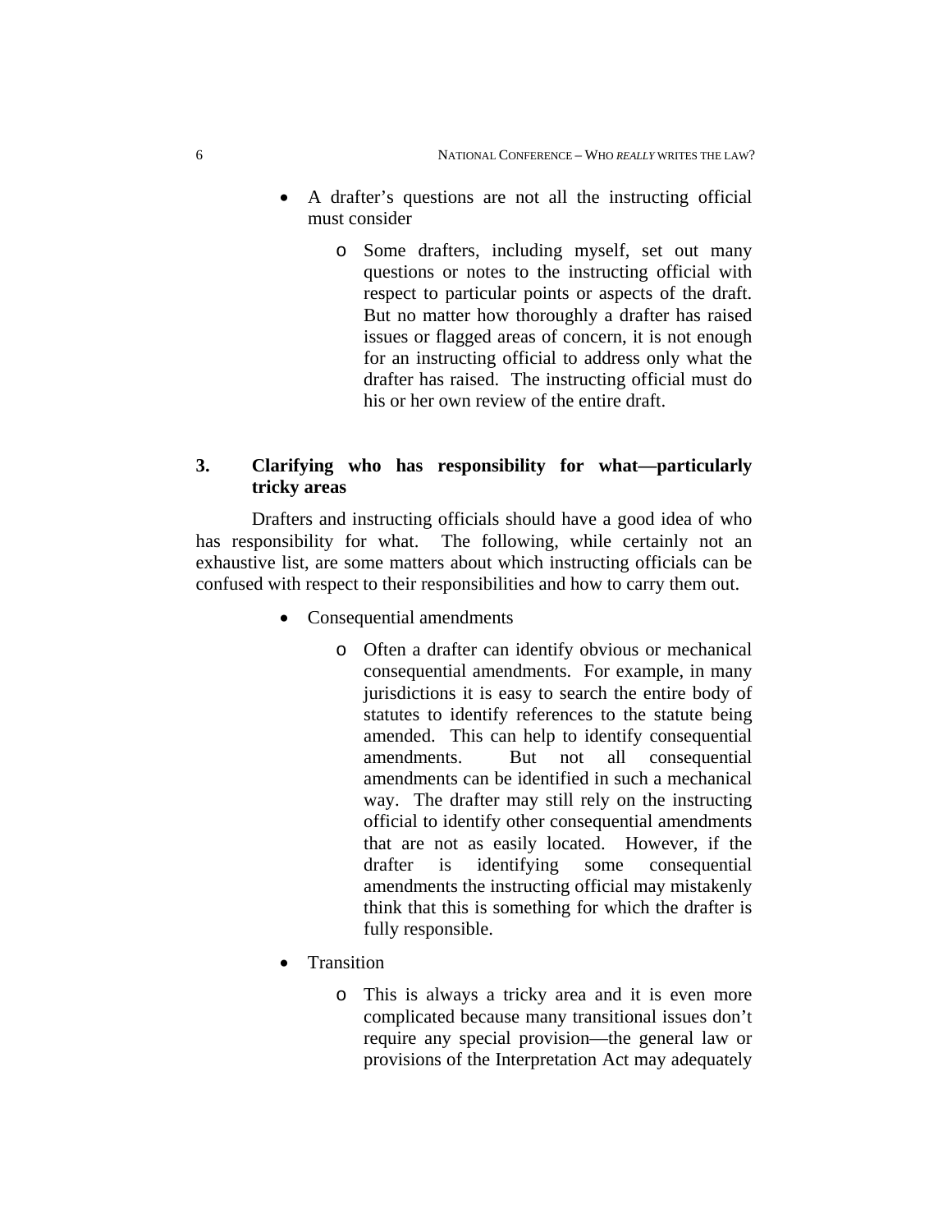- A drafter's questions are not all the instructing official must consider
    - Some drafters, including myself, set out many questions or notes to the instructing official with respect to particular points or aspects of the draft. But no matter how thoroughly a drafter has raised issues or flagged areas of concern, it is not enough for an instructing official to address only what the drafter has raised. The instructing official must do his or her own review of the entire draft.

## 3. Clarifying who has responsibility for what—particularly tricky areas

Drafters and instructing officials should have a good idea of who has responsibility for what. The following, while certainly not an exhaustive list, are some matters about which instructing officials can be confused with respect to their responsibilities and how to carry them out.

- Consequential amendments
    - Often a drafter can identify obvious or mechanical consequential amendments. For example, in many jurisdictions it is easy to search the entire body of statutes to identify references to the statute being amended. This can help to identify consequential amendments. But not all consequential amendments can be identified in such a mechanical way. The drafter may still rely on the instructing official to identify other consequential amendments that are not as easily located. However, if the drafter is identifying some consequential amendments the instructing official may mistakenly think that this is something for which the drafter is fully responsible.
- Transition
    - This is always a tricky area and it is even more complicated because many transitional issues don't require any special provision—the general law or provisions of the Interpretation Act may adequately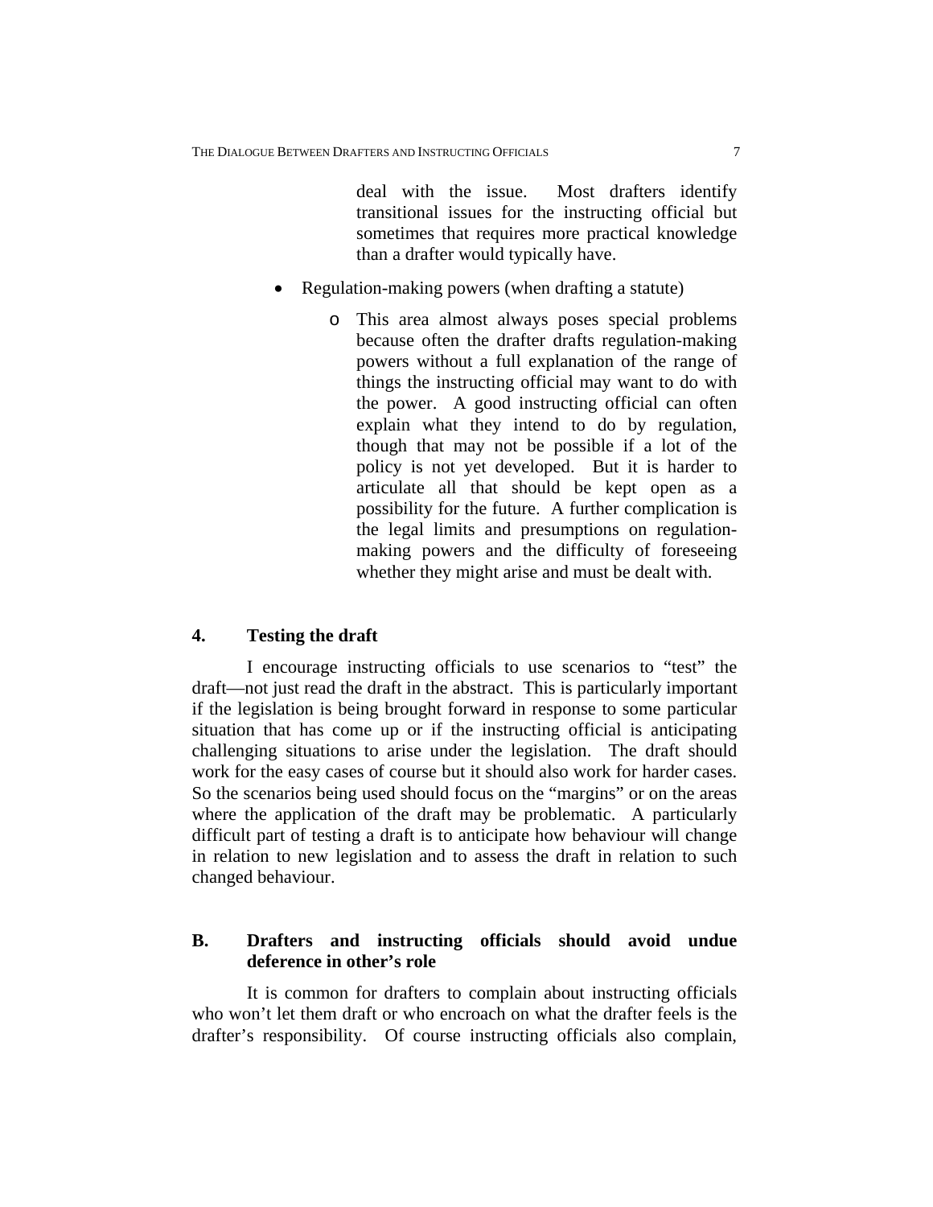deal with the issue. Most drafters identify transitional issues for the instructing official but sometimes that requires more practical knowledge than a drafter would typically have.

- Regulation-making powers (when drafting a statute)
  - This area almost always poses special problems because often the drafter drafts regulation-making powers without a full explanation of the range of things the instructing official may want to do with the power. A good instructing official can often explain what they intend to do by regulation, though that may not be possible if a lot of the policy is not yet developed. But it is harder to articulate all that should be kept open as a possibility for the future. A further complication is the legal limits and presumptions on regulation-making powers and the difficulty of foreseeing whether they might arise and must be dealt with.

### 4. Testing the draft

I encourage instructing officials to use scenarios to "test" the draft—not just read the draft in the abstract. This is particularly important if the legislation is being brought forward in response to some particular situation that has come up or if the instructing official is anticipating challenging situations to arise under the legislation. The draft should work for the easy cases of course but it should also work for harder cases. So the scenarios being used should focus on the "margins" or on the areas where the application of the draft may be problematic. A particularly difficult part of testing a draft is to anticipate how behaviour will change in relation to new legislation and to assess the draft in relation to such changed behaviour.

## B. Drafters and instructing officials should avoid undue deference in other's role

It is common for drafters to complain about instructing officials who won't let them draft or who encroach on what the drafter feels is the drafter's responsibility. Of course instructing officials also complain,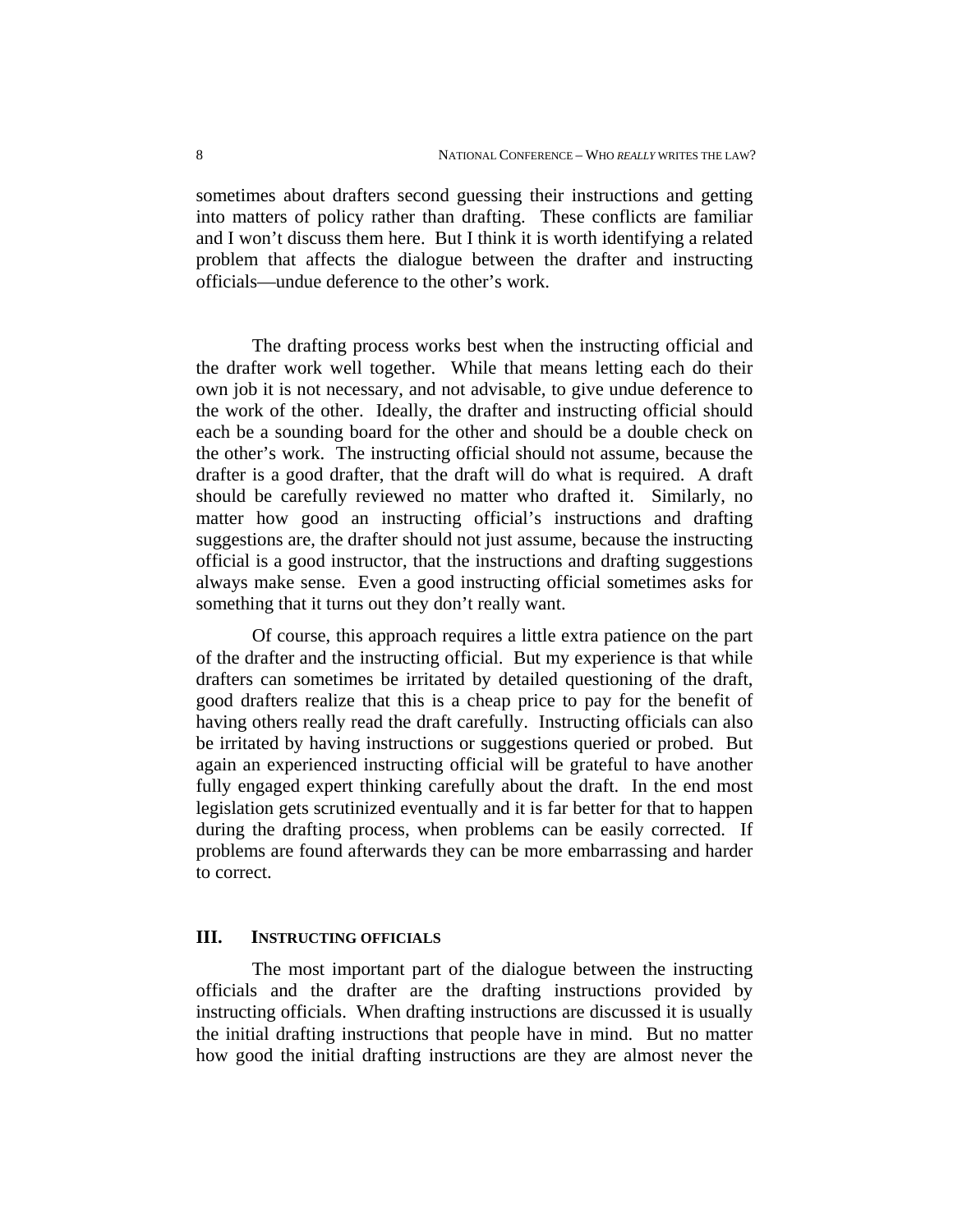sometimes about drafters second guessing their instructions and getting into matters of policy rather than drafting. These conflicts are familiar and I won't discuss them here. But I think it is worth identifying a related problem that affects the dialogue between the drafter and instructing officials—undue deference to the other's work.

The drafting process works best when the instructing official and the drafter work well together. While that means letting each do their own job it is not necessary, and not advisable, to give undue deference to the work of the other. Ideally, the drafter and instructing official should each be a sounding board for the other and should be a double check on the other's work. The instructing official should not assume, because the drafter is a good drafter, that the draft will do what is required. A draft should be carefully reviewed no matter who drafted it. Similarly, no matter how good an instructing official's instructions and drafting suggestions are, the drafter should not just assume, because the instructing official is a good instructor, that the instructions and drafting suggestions always make sense. Even a good instructing official sometimes asks for something that it turns out they don't really want.

Of course, this approach requires a little extra patience on the part of the drafter and the instructing official. But my experience is that while drafters can sometimes be irritated by detailed questioning of the draft, good drafters realize that this is a cheap price to pay for the benefit of having others really read the draft carefully. Instructing officials can also be irritated by having instructions or suggestions queried or probed. But again an experienced instructing official will be grateful to have another fully engaged expert thinking carefully about the draft. In the end most legislation gets scrutinized eventually and it is far better for that to happen during the drafting process, when problems can be easily corrected. If problems are found afterwards they can be more embarrassing and harder to correct.

## III. INSTRUCTING OFFICIALS

The most important part of the dialogue between the instructing officials and the drafter are the drafting instructions provided by instructing officials. When drafting instructions are discussed it is usually the initial drafting instructions that people have in mind. But no matter how good the initial drafting instructions are they are almost never the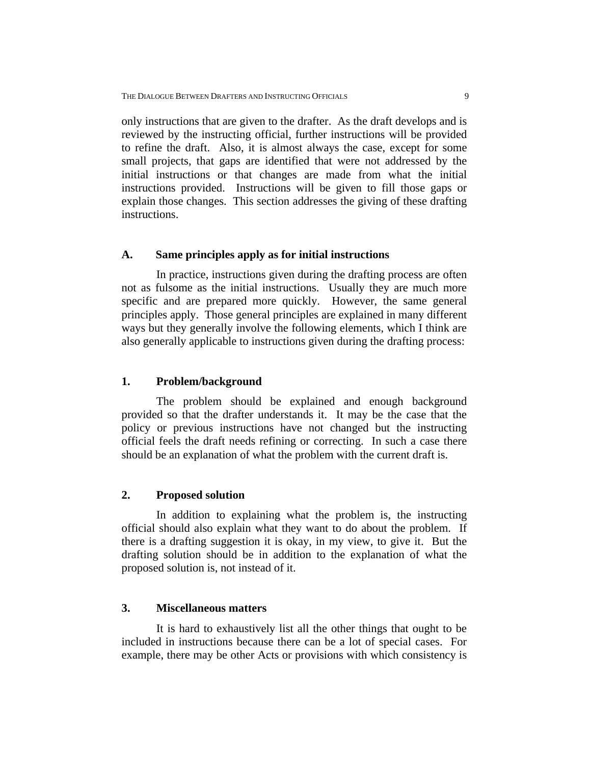only instructions that are given to the drafter. As the draft develops and is reviewed by the instructing official, further instructions will be provided to refine the draft. Also, it is almost always the case, except for some small projects, that gaps are identified that were not addressed by the initial instructions or that changes are made from what the initial instructions provided. Instructions will be given to fill those gaps or explain those changes. This section addresses the giving of these drafting instructions.

### A. Same principles apply as for initial instructions

In practice, instructions given during the drafting process are often not as fulsome as the initial instructions. Usually they are much more specific and are prepared more quickly. However, the same general principles apply. Those general principles are explained in many different ways but they generally involve the following elements, which I think are also generally applicable to instructions given during the drafting process:

#### 1. Problem/background

The problem should be explained and enough background provided so that the drafter understands it. It may be the case that the policy or previous instructions have not changed but the instructing official feels the draft needs refining or correcting. In such a case there should be an explanation of what the problem with the current draft is.

#### 2. Proposed solution

In addition to explaining what the problem is, the instructing official should also explain what they want to do about the problem. If there is a drafting suggestion it is okay, in my view, to give it. But the drafting solution should be in addition to the explanation of what the proposed solution is, not instead of it.

#### 3. Miscellaneous matters

It is hard to exhaustively list all the other things that ought to be included in instructions because there can be a lot of special cases. For example, there may be other Acts or provisions with which consistency is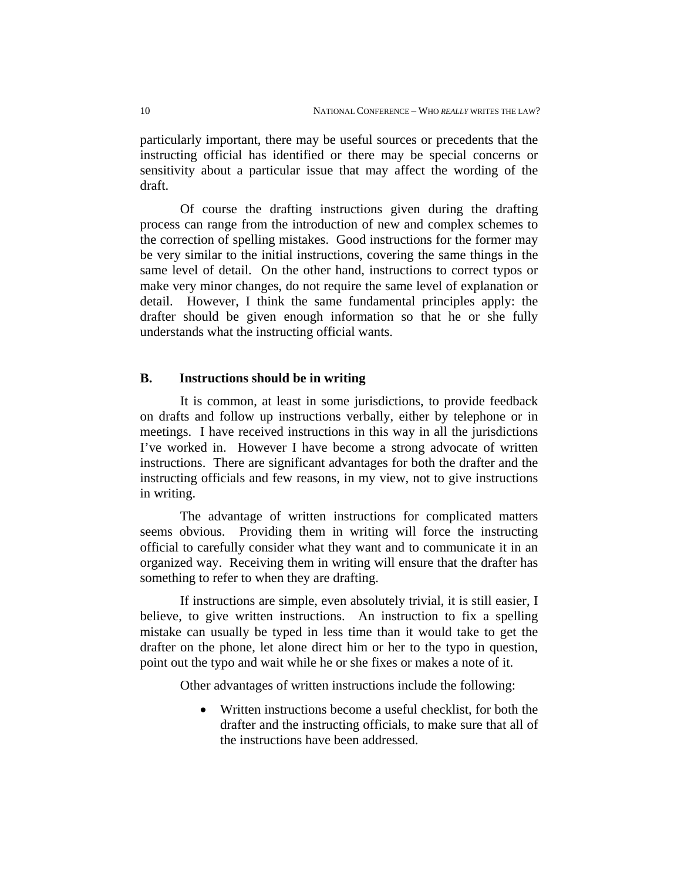particularly important, there may be useful sources or precedents that the instructing official has identified or there may be special concerns or sensitivity about a particular issue that may affect the wording of the draft.

Of course the drafting instructions given during the drafting process can range from the introduction of new and complex schemes to the correction of spelling mistakes. Good instructions for the former may be very similar to the initial instructions, covering the same things in the same level of detail. On the other hand, instructions to correct typos or make very minor changes, do not require the same level of explanation or detail. However, I think the same fundamental principles apply: the drafter should be given enough information so that he or she fully understands what the instructing official wants.

### B. Instructions should be in writing

It is common, at least in some jurisdictions, to provide feedback on drafts and follow up instructions verbally, either by telephone or in meetings. I have received instructions in this way in all the jurisdictions I've worked in. However I have become a strong advocate of written instructions. There are significant advantages for both the drafter and the instructing officials and few reasons, in my view, not to give instructions in writing.

The advantage of written instructions for complicated matters seems obvious. Providing them in writing will force the instructing official to carefully consider what they want and to communicate it in an organized way. Receiving them in writing will ensure that the drafter has something to refer to when they are drafting.

If instructions are simple, even absolutely trivial, it is still easier, I believe, to give written instructions. An instruction to fix a spelling mistake can usually be typed in less time than it would take to get the drafter on the phone, let alone direct him or her to the typo in question, point out the typo and wait while he or she fixes or makes a note of it.

Other advantages of written instructions include the following:

- Written instructions become a useful checklist, for both the drafter and the instructing officials, to make sure that all of the instructions have been addressed.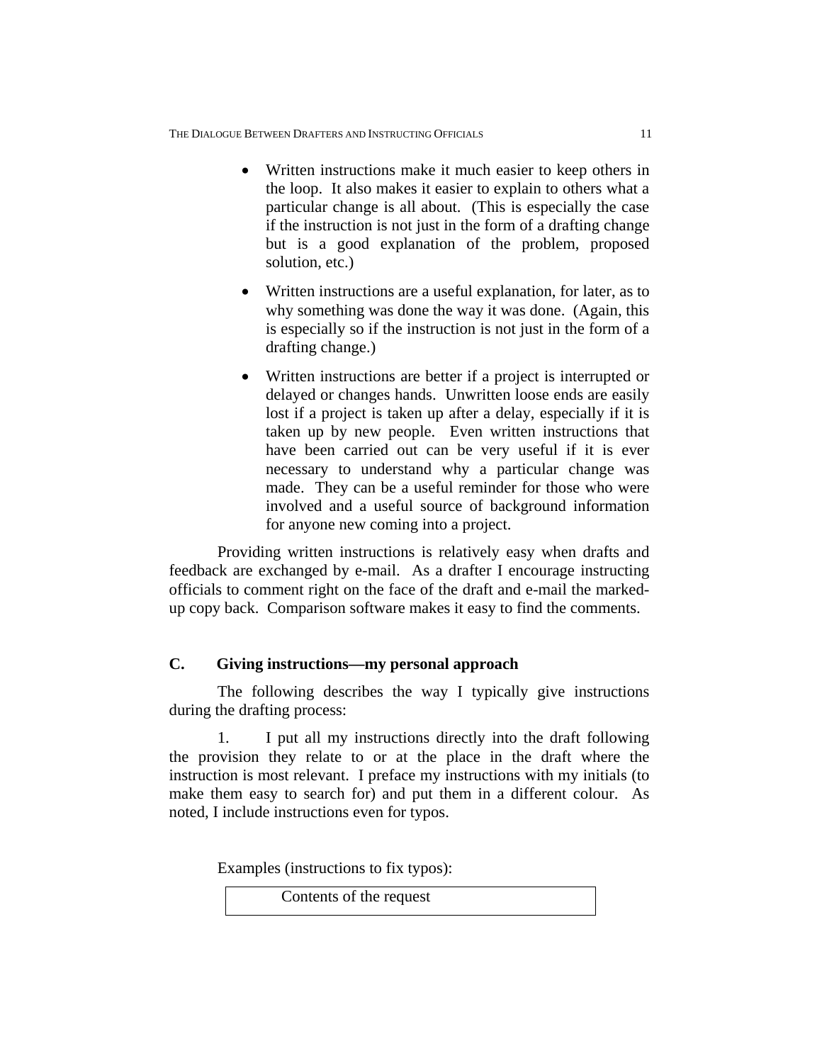- Written instructions make it much easier to keep others in the loop. It also makes it easier to explain to others what a particular change is all about. (This is especially the case if the instruction is not just in the form of a drafting change but is a good explanation of the problem, proposed solution, etc.)

- Written instructions are a useful explanation, for later, as to why something was done the way it was done. (Again, this is especially so if the instruction is not just in the form of a drafting change.)

- Written instructions are better if a project is interrupted or delayed or changes hands. Unwritten loose ends are easily lost if a project is taken up after a delay, especially if it is taken up by new people. Even written instructions that have been carried out can be very useful if it is ever necessary to understand why a particular change was made. They can be a useful reminder for those who were involved and a useful source of background information for anyone new coming into a project.

Providing written instructions is relatively easy when drafts and feedback are exchanged by e-mail. As a drafter I encourage instructing officials to comment right on the face of the draft and e-mail the marked-up copy back. Comparison software makes it easy to find the comments.

### C. Giving instructions—my personal approach

The following describes the way I typically give instructions during the drafting process:

1. I put all my instructions directly into the draft following the provision they relate to or at the place in the draft where the instruction is most relevant. I preface my instructions with my initials (to make them easy to search for) and put them in a different colour. As noted, I include instructions even for typos.

Examples (instructions to fix typos):

| Contents of the request |
|---|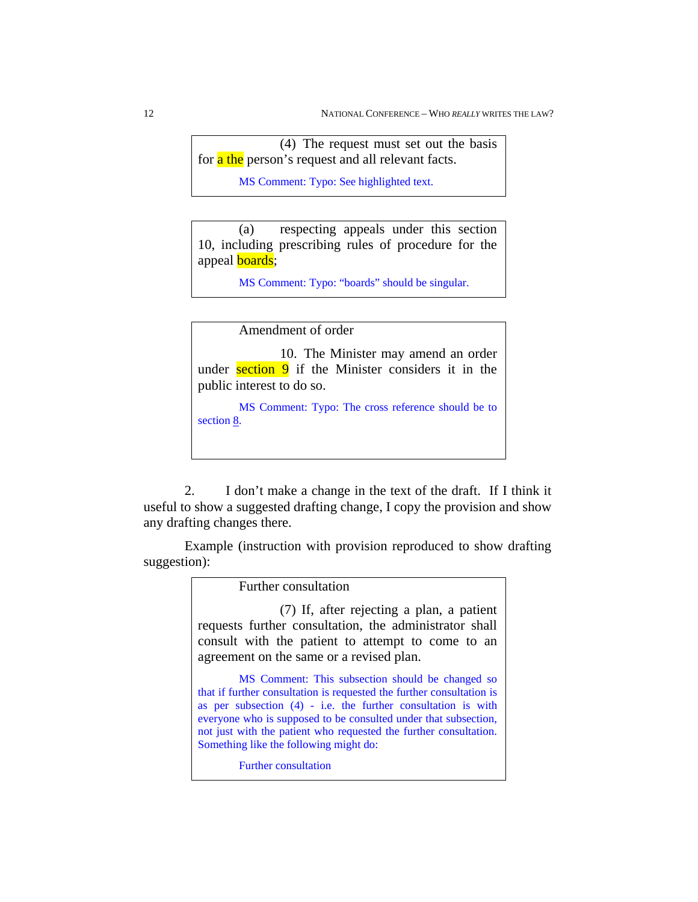> (4) The request must set out the basis for a the person's request and all relevant facts.
>
> MS Comment: Typo: See highlighted text.

> (a) respecting appeals under this section 10, including prescribing rules of procedure for the appeal boards;
>
> MS Comment: Typo: "boards" should be singular.

> Amendment of order
>
> 10. The Minister may amend an order under section 9 if the Minister considers it in the public interest to do so.
>
> MS Comment: Typo: The cross reference should be to section 8.

2. I don't make a change in the text of the draft. If I think it useful to show a suggested drafting change, I copy the provision and show any drafting changes there.

Example (instruction with provision reproduced to show drafting suggestion):

> Further consultation
>
> (7) If, after rejecting a plan, a patient requests further consultation, the administrator shall consult with the patient to attempt to come to an agreement on the same or a revised plan.
>
> MS Comment: This subsection should be changed so that if further consultation is requested the further consultation is as per subsection (4) - i.e. the further consultation is with everyone who is supposed to be consulted under that subsection, not just with the patient who requested the further consultation. Something like the following might do:
>
> Further consultation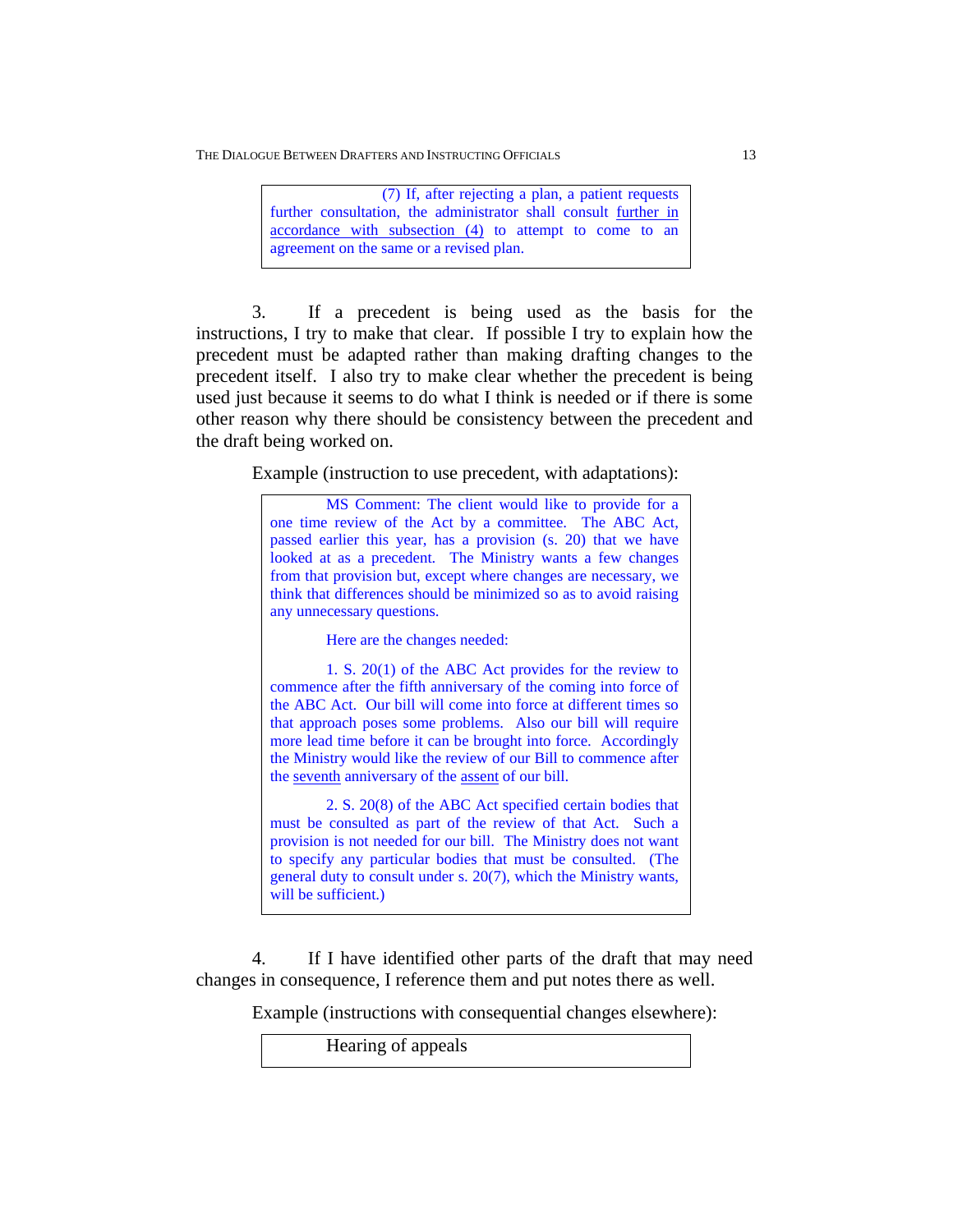> (7) If, after rejecting a plan, a patient requests further consultation, the administrator shall consult further in accordance with subsection (4) to attempt to come to an agreement on the same or a revised plan.

3. If a precedent is being used as the basis for the instructions, I try to make that clear. If possible I try to explain how the precedent must be adapted rather than making drafting changes to the precedent itself. I also try to make clear whether the precedent is being used just because it seems to do what I think is needed or if there is some other reason why there should be consistency between the precedent and the draft being worked on.

Example (instruction to use precedent, with adaptations):

> MS Comment: The client would like to provide for a one time review of the Act by a committee. The ABC Act, passed earlier this year, has a provision (s. 20) that we have looked at as a precedent. The Ministry wants a few changes from that provision but, except where changes are necessary, we think that differences should be minimized so as to avoid raising any unnecessary questions.
>
> Here are the changes needed:
>
> 1. S. 20(1) of the ABC Act provides for the review to commence after the fifth anniversary of the coming into force of the ABC Act. Our bill will come into force at different times so that approach poses some problems. Also our bill will require more lead time before it can be brought into force. Accordingly the Ministry would like the review of our Bill to commence after the seventh anniversary of the assent of our bill.
>
> 2. S. 20(8) of the ABC Act specified certain bodies that must be consulted as part of the review of that Act. Such a provision is not needed for our bill. The Ministry does not want to specify any particular bodies that must be consulted. (The general duty to consult under s. 20(7), which the Ministry wants, will be sufficient.)

4. If I have identified other parts of the draft that may need changes in consequence, I reference them and put notes there as well.

Example (instructions with consequential changes elsewhere):

> Hearing of appeals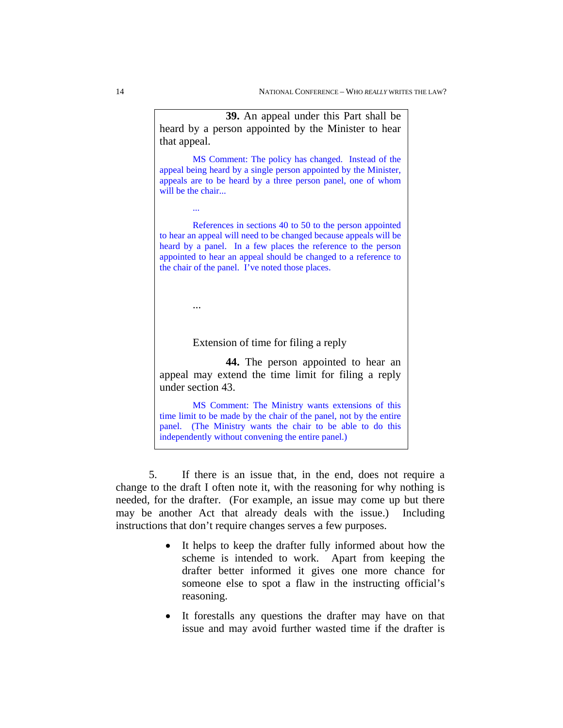> **39.** An appeal under this Part shall be heard by a person appointed by the Minister to hear that appeal.
>
> MS Comment: The policy has changed. Instead of the appeal being heard by a single person appointed by the Minister, appeals are to be heard by a three person panel, one of whom will be the chair...
>
> ...
>
> References in sections 40 to 50 to the person appointed to hear an appeal will need to be changed because appeals will be heard by a panel. In a few places the reference to the person appointed to hear an appeal should be changed to a reference to the chair of the panel. I've noted those places.
>
> ...
>
> Extension of time for filing a reply
>
> **44.** The person appointed to hear an appeal may extend the time limit for filing a reply under section 43.
>
> MS Comment: The Ministry wants extensions of this time limit to be made by the chair of the panel, not by the entire panel. (The Ministry wants the chair to be able to do this independently without convening the entire panel.)

5. If there is an issue that, in the end, does not require a change to the draft I often note it, with the reasoning for why nothing is needed, for the drafter. (For example, an issue may come up but there may be another Act that already deals with the issue.) Including instructions that don't require changes serves a few purposes.

- It helps to keep the drafter fully informed about how the scheme is intended to work. Apart from keeping the drafter better informed it gives one more chance for someone else to spot a flaw in the instructing official's reasoning.
- It forestalls any questions the drafter may have on that issue and may avoid further wasted time if the drafter is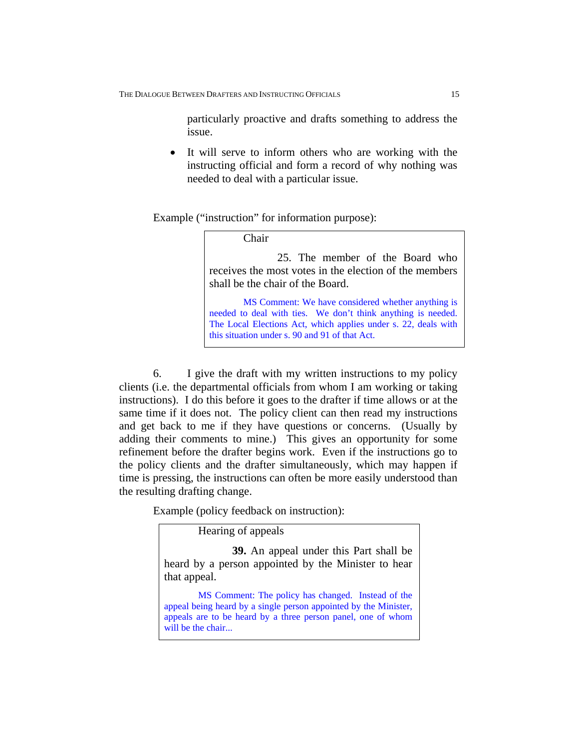particularly proactive and drafts something to address the issue.

- It will serve to inform others who are working with the instructing official and form a record of why nothing was needed to deal with a particular issue.

Example ("instruction" for information purpose):

> Chair
>
> 25. The member of the Board who receives the most votes in the election of the members shall be the chair of the Board.
>
> MS Comment: We have considered whether anything is needed to deal with ties. We don't think anything is needed. The Local Elections Act, which applies under s. 22, deals with this situation under s. 90 and 91 of that Act.

6. I give the draft with my written instructions to my policy clients (i.e. the departmental officials from whom I am working or taking instructions). I do this before it goes to the drafter if time allows or at the same time if it does not. The policy client can then read my instructions and get back to me if they have questions or concerns. (Usually by adding their comments to mine.) This gives an opportunity for some refinement before the drafter begins work. Even if the instructions go to the policy clients and the drafter simultaneously, which may happen if time is pressing, the instructions can often be more easily understood than the resulting drafting change.

Example (policy feedback on instruction):

> Hearing of appeals
>
> **39.** An appeal under this Part shall be heard by a person appointed by the Minister to hear that appeal.
>
> MS Comment: The policy has changed. Instead of the appeal being heard by a single person appointed by the Minister, appeals are to be heard by a three person panel, one of whom will be the chair...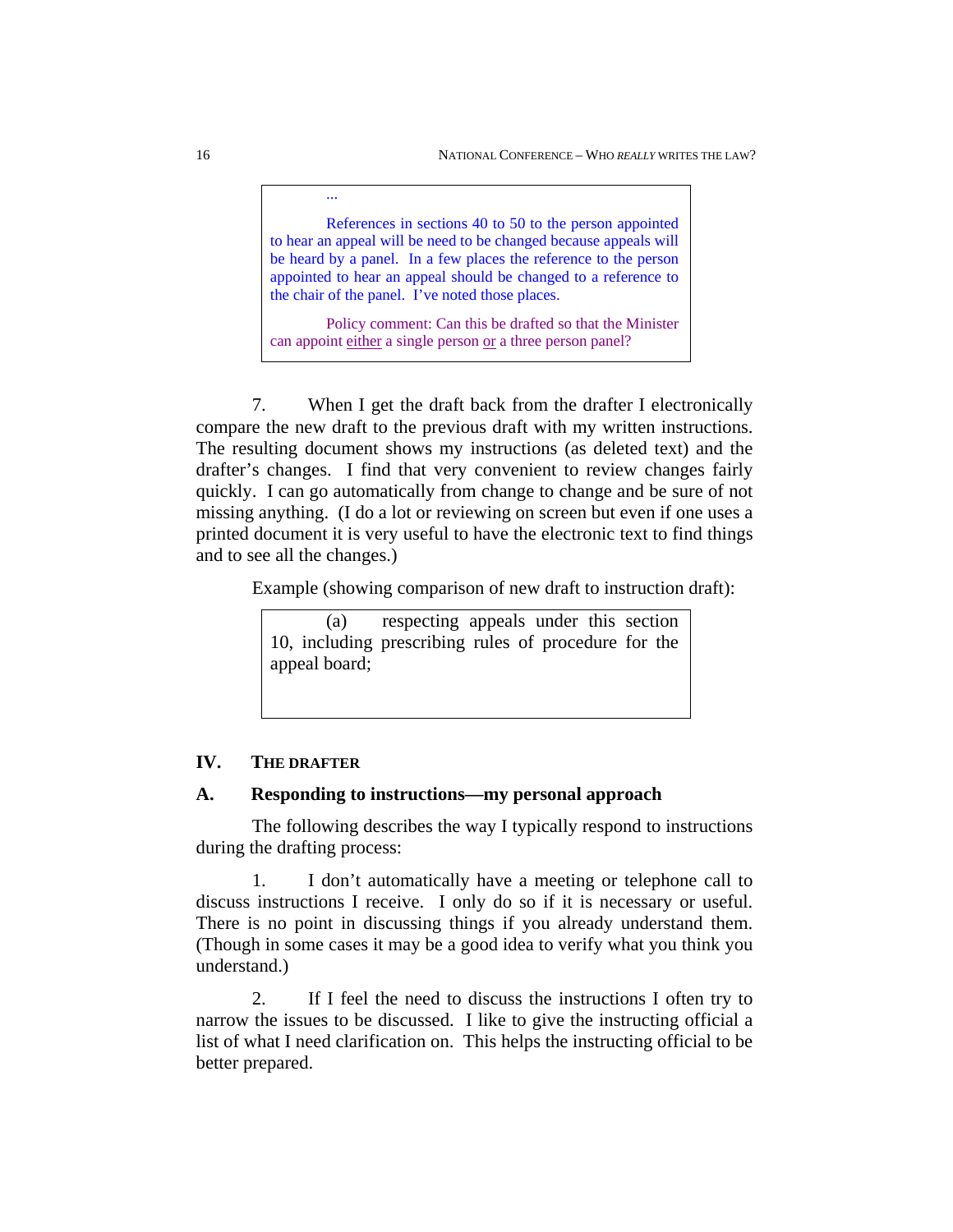> ...
>
> References in sections 40 to 50 to the person appointed to hear an appeal will be need to be changed because appeals will be heard by a panel. In a few places the reference to the person appointed to hear an appeal should be changed to a reference to the chair of the panel. I've noted those places.
>
> Policy comment: Can this be drafted so that the Minister can appoint either a single person or a three person panel?

7. When I get the draft back from the drafter I electronically compare the new draft to the previous draft with my written instructions. The resulting document shows my instructions (as deleted text) and the drafter's changes. I find that very convenient to review changes fairly quickly. I can go automatically from change to change and be sure of not missing anything. (I do a lot or reviewing on screen but even if one uses a printed document it is very useful to have the electronic text to find things and to see all the changes.)

Example (showing comparison of new draft to instruction draft):

> (a) respecting appeals under this section 10, including prescribing rules of procedure for the appeal board;

## IV. THE DRAFTER

### A. Responding to instructions—my personal approach

The following describes the way I typically respond to instructions during the drafting process:

1. I don't automatically have a meeting or telephone call to discuss instructions I receive. I only do so if it is necessary or useful. There is no point in discussing things if you already understand them. (Though in some cases it may be a good idea to verify what you think you understand.)

2. If I feel the need to discuss the instructions I often try to narrow the issues to be discussed. I like to give the instructing official a list of what I need clarification on. This helps the instructing official to be better prepared.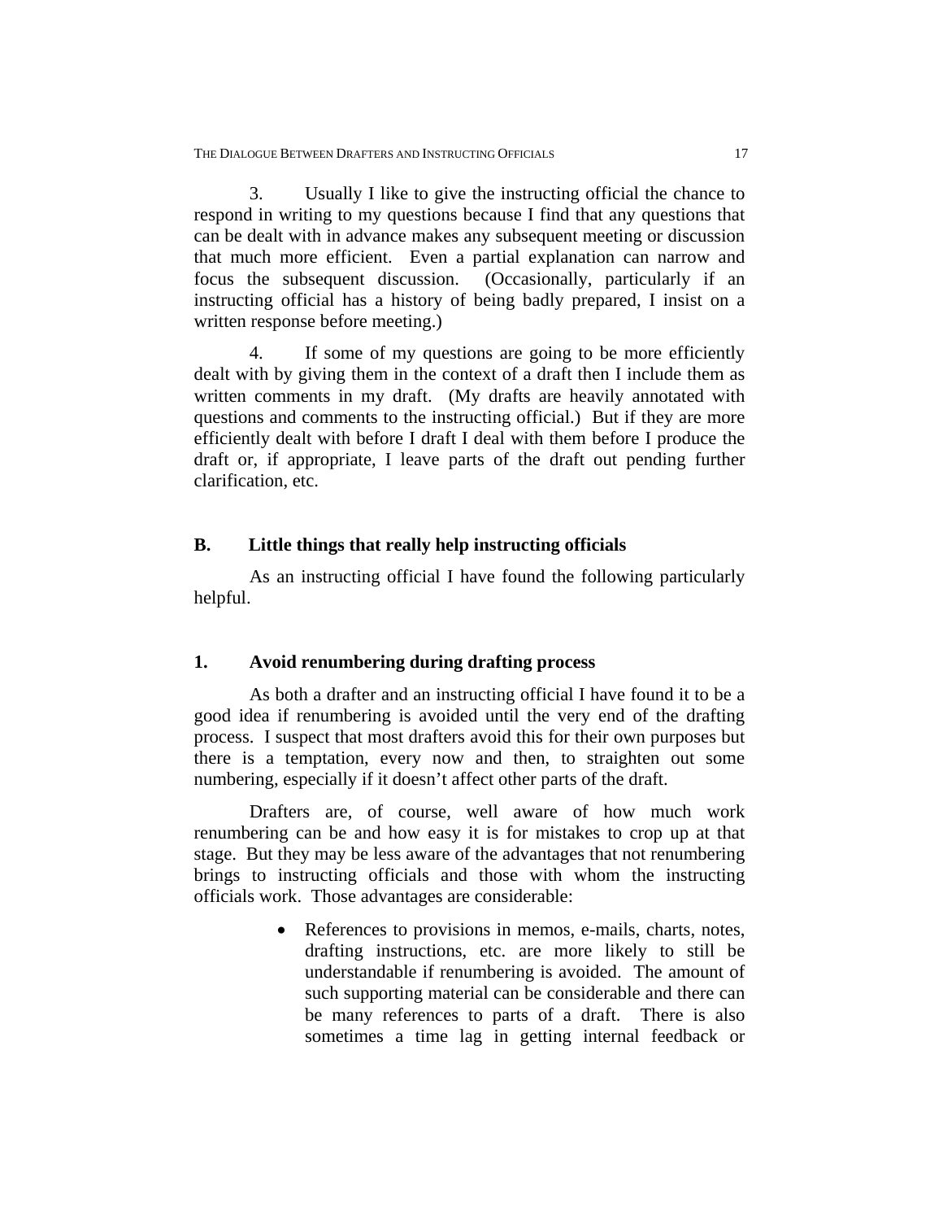3. Usually I like to give the instructing official the chance to respond in writing to my questions because I find that any questions that can be dealt with in advance makes any subsequent meeting or discussion that much more efficient. Even a partial explanation can narrow and focus the subsequent discussion. (Occasionally, particularly if an instructing official has a history of being badly prepared, I insist on a written response before meeting.)

4. If some of my questions are going to be more efficiently dealt with by giving them in the context of a draft then I include them as written comments in my draft. (My drafts are heavily annotated with questions and comments to the instructing official.) But if they are more efficiently dealt with before I draft I deal with them before I produce the draft or, if appropriate, I leave parts of the draft out pending further clarification, etc.

## B. Little things that really help instructing officials

As an instructing official I have found the following particularly helpful.

### 1. Avoid renumbering during drafting process

As both a drafter and an instructing official I have found it to be a good idea if renumbering is avoided until the very end of the drafting process. I suspect that most drafters avoid this for their own purposes but there is a temptation, every now and then, to straighten out some numbering, especially if it doesn't affect other parts of the draft.

Drafters are, of course, well aware of how much work renumbering can be and how easy it is for mistakes to crop up at that stage. But they may be less aware of the advantages that not renumbering brings to instructing officials and those with whom the instructing officials work. Those advantages are considerable:

- References to provisions in memos, e-mails, charts, notes, drafting instructions, etc. are more likely to still be understandable if renumbering is avoided. The amount of such supporting material can be considerable and there can be many references to parts of a draft. There is also sometimes a time lag in getting internal feedback or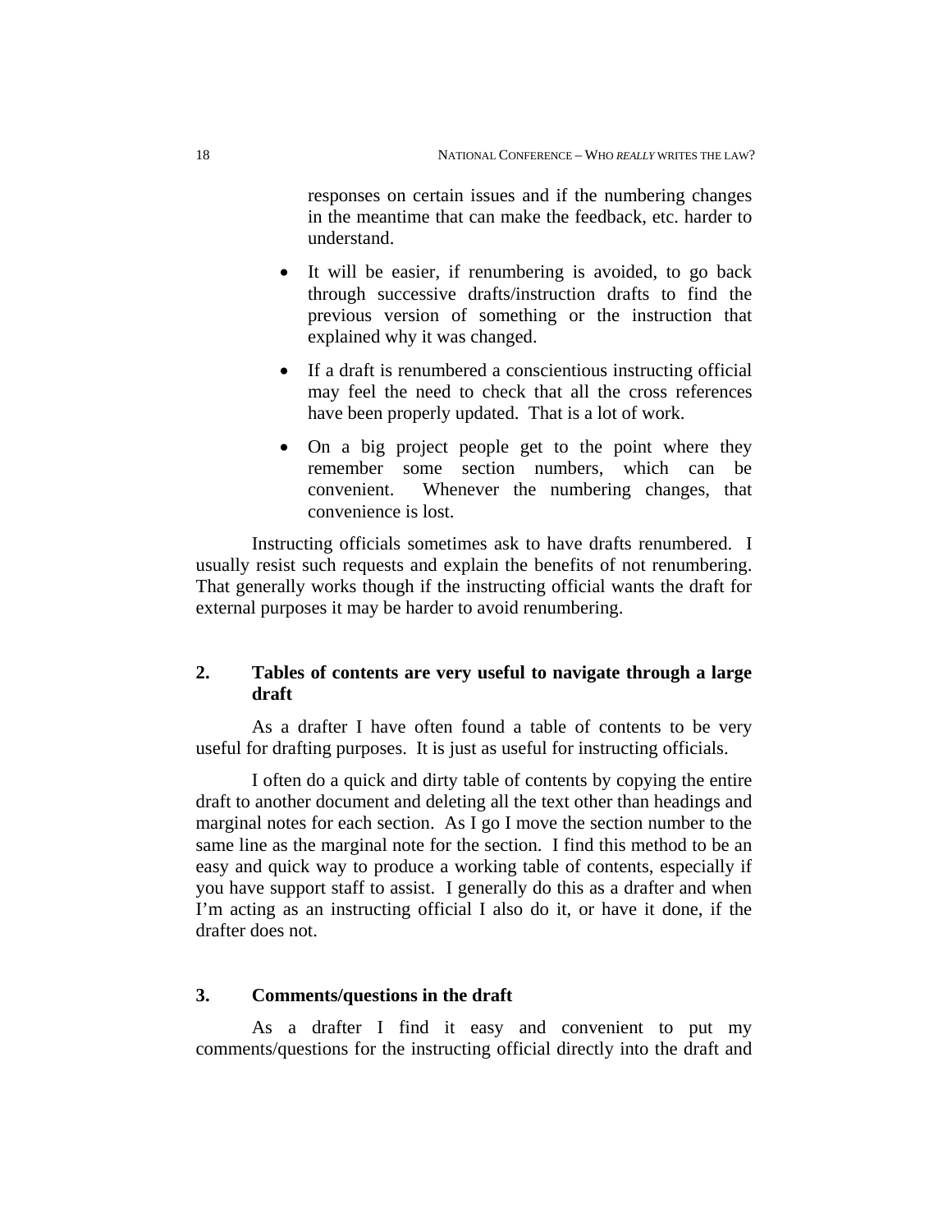responses on certain issues and if the numbering changes in the meantime that can make the feedback, etc. harder to understand.

- It will be easier, if renumbering is avoided, to go back through successive drafts/instruction drafts to find the previous version of something or the instruction that explained why it was changed.
- If a draft is renumbered a conscientious instructing official may feel the need to check that all the cross references have been properly updated. That is a lot of work.
- On a big project people get to the point where they remember some section numbers, which can be convenient. Whenever the numbering changes, that convenience is lost.

Instructing officials sometimes ask to have drafts renumbered. I usually resist such requests and explain the benefits of not renumbering. That generally works though if the instructing official wants the draft for external purposes it may be harder to avoid renumbering.

## 2. Tables of contents are very useful to navigate through a large draft

As a drafter I have often found a table of contents to be very useful for drafting purposes. It is just as useful for instructing officials.

I often do a quick and dirty table of contents by copying the entire draft to another document and deleting all the text other than headings and marginal notes for each section. As I go I move the section number to the same line as the marginal note for the section. I find this method to be an easy and quick way to produce a working table of contents, especially if you have support staff to assist. I generally do this as a drafter and when I'm acting as an instructing official I also do it, or have it done, if the drafter does not.

## 3. Comments/questions in the draft

As a drafter I find it easy and convenient to put my comments/questions for the instructing official directly into the draft and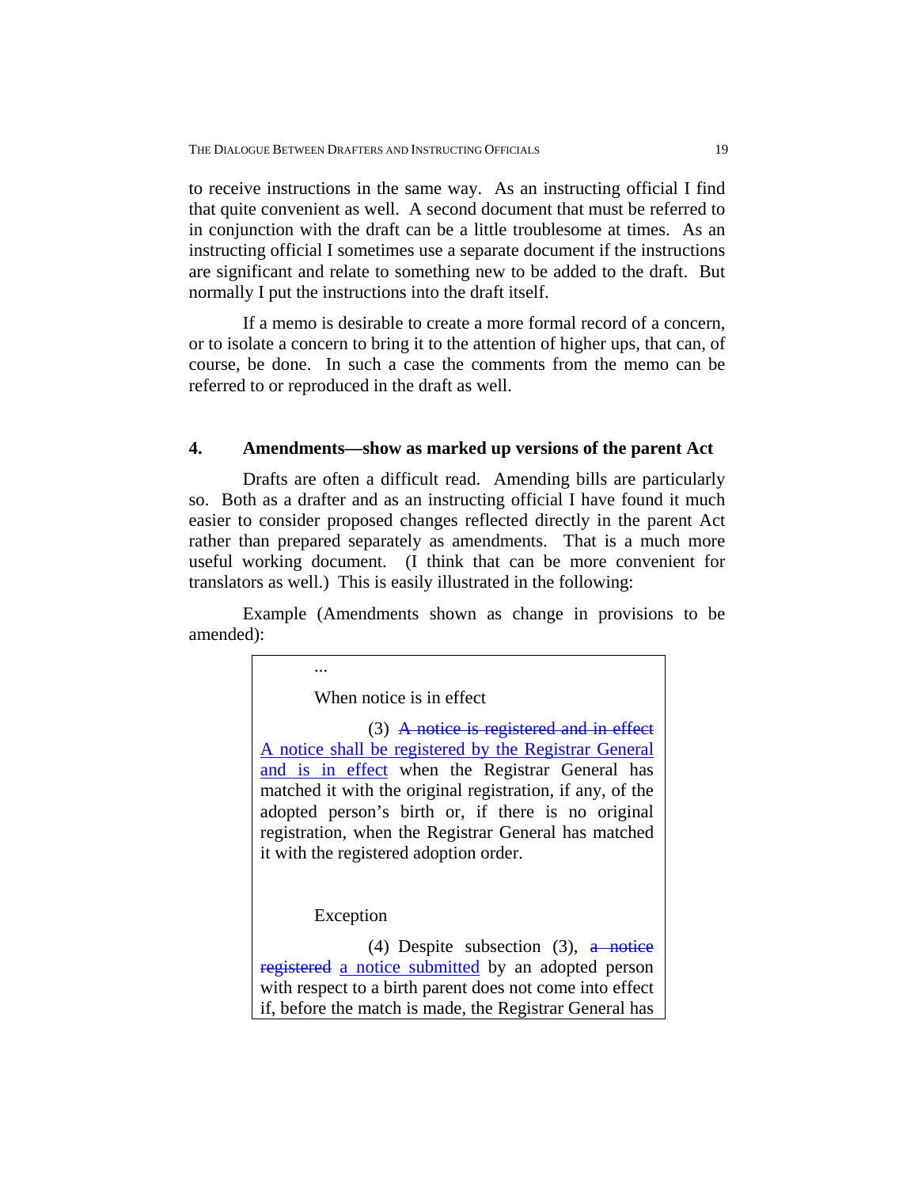to receive instructions in the same way. As an instructing official I find that quite convenient as well. A second document that must be referred to in conjunction with the draft can be a little troublesome at times. As an instructing official I sometimes use a separate document if the instructions are significant and relate to something new to be added to the draft. But normally I put the instructions into the draft itself.

If a memo is desirable to create a more formal record of a concern, or to isolate a concern to bring it to the attention of higher ups, that can, of course, be done. In such a case the comments from the memo can be referred to or reproduced in the draft as well.

## 4. Amendments—show as marked up versions of the parent Act

Drafts are often a difficult read. Amending bills are particularly so. Both as a drafter and as an instructing official I have found it much easier to consider proposed changes reflected directly in the parent Act rather than prepared separately as amendments. That is a much more useful working document. (I think that can be more convenient for translators as well.) This is easily illustrated in the following:

Example (Amendments shown as change in provisions to be amended):

> ...
>
> When notice is in effect
>
> (3) ~~A notice is registered and in effect~~ <u>A notice shall be registered by the Registrar General and is in effect</u> when the Registrar General has matched it with the original registration, if any, of the adopted person's birth or, if there is no original registration, when the Registrar General has matched it with the registered adoption order.
>
> Exception
>
> (4) Despite subsection (3), ~~a notice registered~~ <u>a notice submitted</u> by an adopted person with respect to a birth parent does not come into effect if, before the match is made, the Registrar General has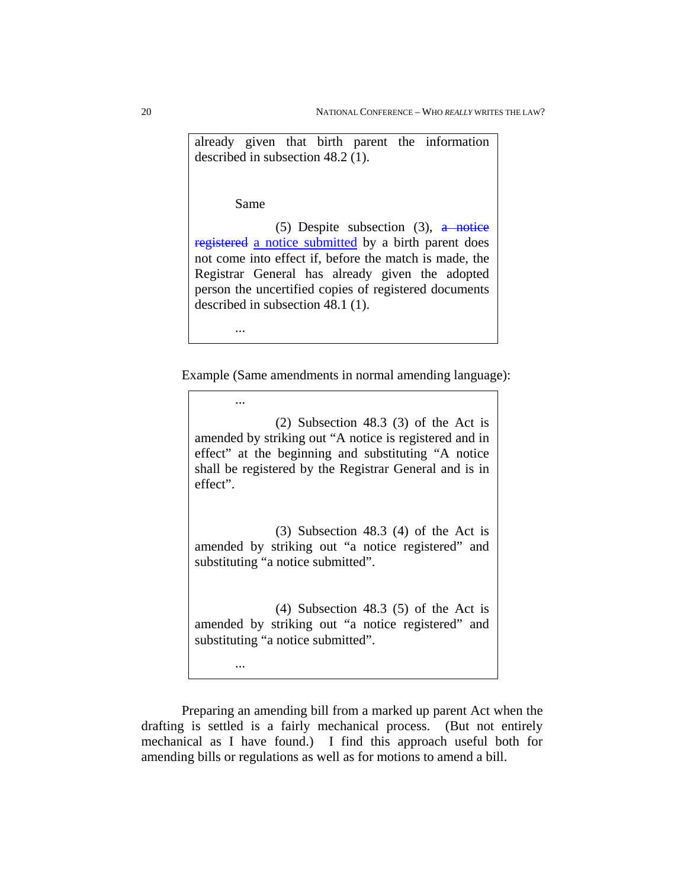already given that birth parent the information described in subsection 48.2 (1).

Same

(5) Despite subsection (3), ~~a notice registered~~ a notice submitted by a birth parent does not come into effect if, before the match is made, the Registrar General has already given the adopted person the uncertified copies of registered documents described in subsection 48.1 (1).

...

Example (Same amendments in normal amending language):

...

(2) Subsection 48.3 (3) of the Act is amended by striking out "A notice is registered and in effect" at the beginning and substituting "A notice shall be registered by the Registrar General and is in effect".

(3) Subsection 48.3 (4) of the Act is amended by striking out "a notice registered" and substituting "a notice submitted".

(4) Subsection 48.3 (5) of the Act is amended by striking out "a notice registered" and substituting "a notice submitted".

...

Preparing an amending bill from a marked up parent Act when the drafting is settled is a fairly mechanical process. (But not entirely mechanical as I have found.) I find this approach useful both for amending bills or regulations as well as for motions to amend a bill.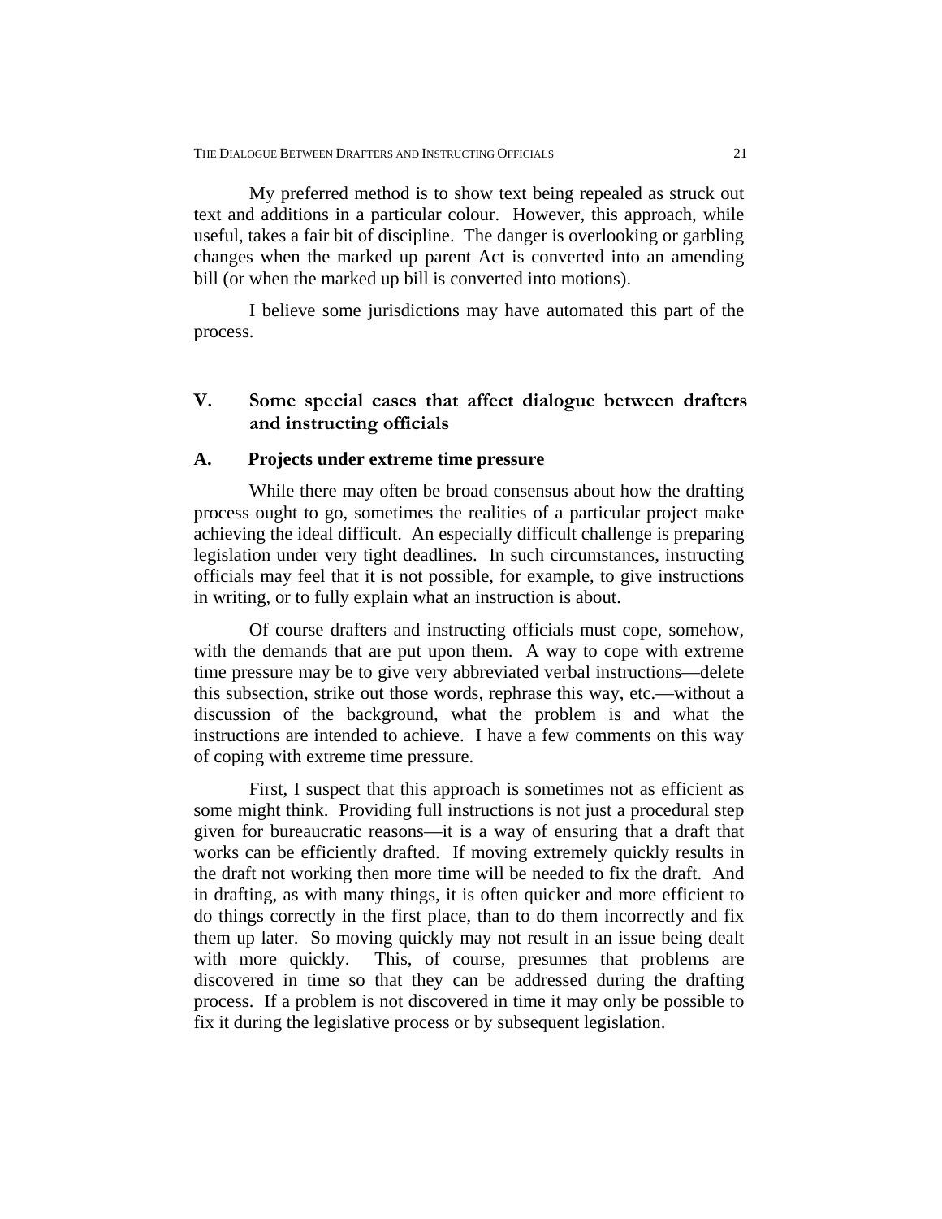My preferred method is to show text being repealed as struck out text and additions in a particular colour. However, this approach, while useful, takes a fair bit of discipline. The danger is overlooking or garbling changes when the marked up parent Act is converted into an amending bill (or when the marked up bill is converted into motions).

I believe some jurisdictions may have automated this part of the process.

## V. Some special cases that affect dialogue between drafters and instructing officials

### A. Projects under extreme time pressure

While there may often be broad consensus about how the drafting process ought to go, sometimes the realities of a particular project make achieving the ideal difficult. An especially difficult challenge is preparing legislation under very tight deadlines. In such circumstances, instructing officials may feel that it is not possible, for example, to give instructions in writing, or to fully explain what an instruction is about.

Of course drafters and instructing officials must cope, somehow, with the demands that are put upon them. A way to cope with extreme time pressure may be to give very abbreviated verbal instructions—delete this subsection, strike out those words, rephrase this way, etc.—without a discussion of the background, what the problem is and what the instructions are intended to achieve. I have a few comments on this way of coping with extreme time pressure.

First, I suspect that this approach is sometimes not as efficient as some might think. Providing full instructions is not just a procedural step given for bureaucratic reasons—it is a way of ensuring that a draft that works can be efficiently drafted. If moving extremely quickly results in the draft not working then more time will be needed to fix the draft. And in drafting, as with many things, it is often quicker and more efficient to do things correctly in the first place, than to do them incorrectly and fix them up later. So moving quickly may not result in an issue being dealt with more quickly. This, of course, presumes that problems are discovered in time so that they can be addressed during the drafting process. If a problem is not discovered in time it may only be possible to fix it during the legislative process or by subsequent legislation.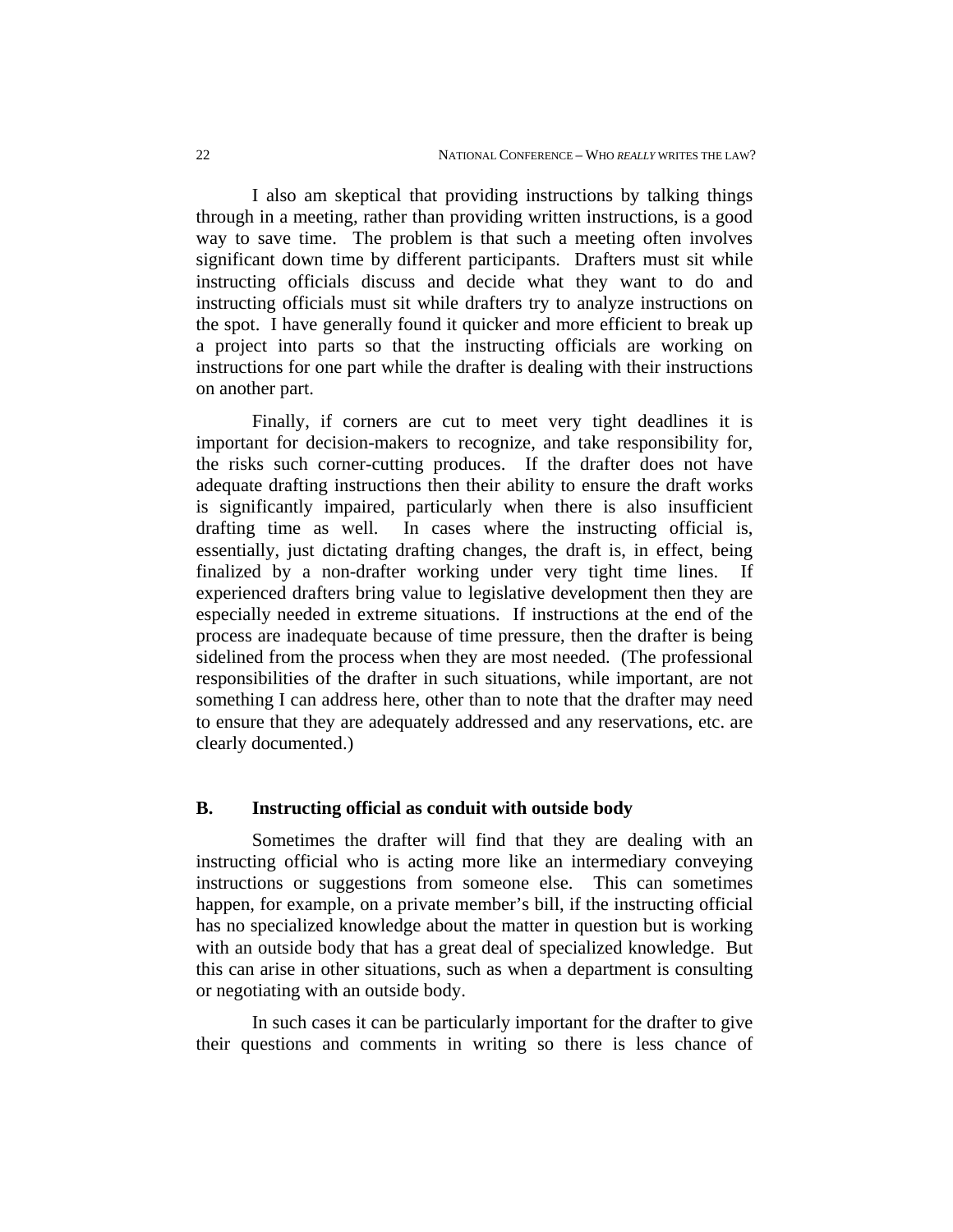I also am skeptical that providing instructions by talking things through in a meeting, rather than providing written instructions, is a good way to save time. The problem is that such a meeting often involves significant down time by different participants. Drafters must sit while instructing officials discuss and decide what they want to do and instructing officials must sit while drafters try to analyze instructions on the spot. I have generally found it quicker and more efficient to break up a project into parts so that the instructing officials are working on instructions for one part while the drafter is dealing with their instructions on another part.

Finally, if corners are cut to meet very tight deadlines it is important for decision-makers to recognize, and take responsibility for, the risks such corner-cutting produces. If the drafter does not have adequate drafting instructions then their ability to ensure the draft works is significantly impaired, particularly when there is also insufficient drafting time as well. In cases where the instructing official is, essentially, just dictating drafting changes, the draft is, in effect, being finalized by a non-drafter working under very tight time lines. If experienced drafters bring value to legislative development then they are especially needed in extreme situations. If instructions at the end of the process are inadequate because of time pressure, then the drafter is being sidelined from the process when they are most needed. (The professional responsibilities of the drafter in such situations, while important, are not something I can address here, other than to note that the drafter may need to ensure that they are adequately addressed and any reservations, etc. are clearly documented.)

## B. Instructing official as conduit with outside body

Sometimes the drafter will find that they are dealing with an instructing official who is acting more like an intermediary conveying instructions or suggestions from someone else. This can sometimes happen, for example, on a private member's bill, if the instructing official has no specialized knowledge about the matter in question but is working with an outside body that has a great deal of specialized knowledge. But this can arise in other situations, such as when a department is consulting or negotiating with an outside body.

In such cases it can be particularly important for the drafter to give their questions and comments in writing so there is less chance of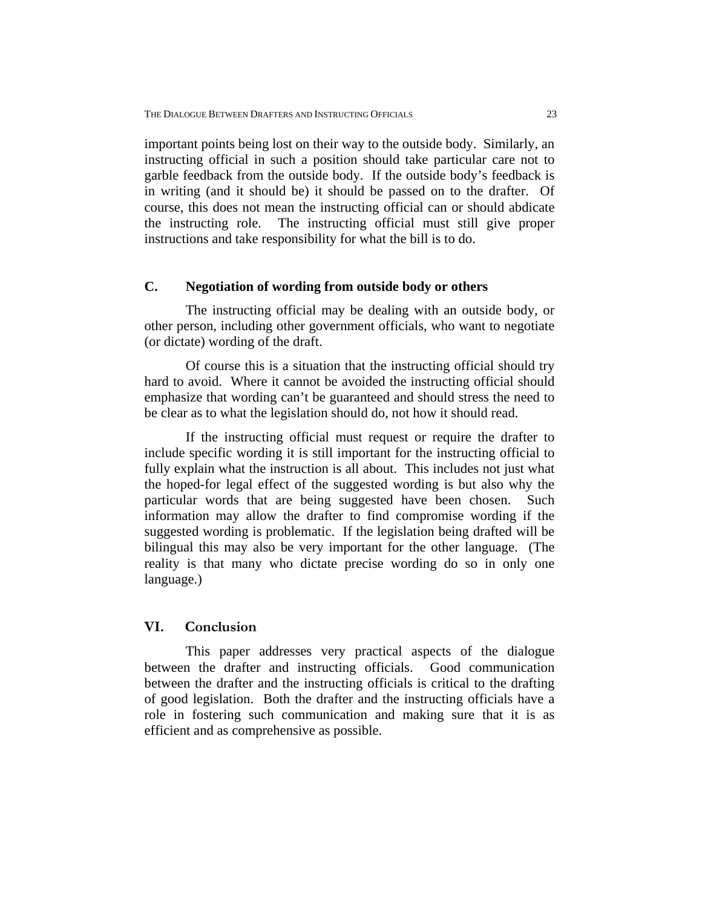important points being lost on their way to the outside body. Similarly, an instructing official in such a position should take particular care not to garble feedback from the outside body. If the outside body's feedback is in writing (and it should be) it should be passed on to the drafter. Of course, this does not mean the instructing official can or should abdicate the instructing role. The instructing official must still give proper instructions and take responsibility for what the bill is to do.

### C. Negotiation of wording from outside body or others

The instructing official may be dealing with an outside body, or other person, including other government officials, who want to negotiate (or dictate) wording of the draft.

Of course this is a situation that the instructing official should try hard to avoid. Where it cannot be avoided the instructing official should emphasize that wording can't be guaranteed and should stress the need to be clear as to what the legislation should do, not how it should read.

If the instructing official must request or require the drafter to include specific wording it is still important for the instructing official to fully explain what the instruction is all about. This includes not just what the hoped-for legal effect of the suggested wording is but also why the particular words that are being suggested have been chosen. Such information may allow the drafter to find compromise wording if the suggested wording is problematic. If the legislation being drafted will be bilingual this may also be very important for the other language. (The reality is that many who dictate precise wording do so in only one language.)

## VI. Conclusion

This paper addresses very practical aspects of the dialogue between the drafter and instructing officials. Good communication between the drafter and the instructing officials is critical to the drafting of good legislation. Both the drafter and the instructing officials have a role in fostering such communication and making sure that it is as efficient and as comprehensive as possible.